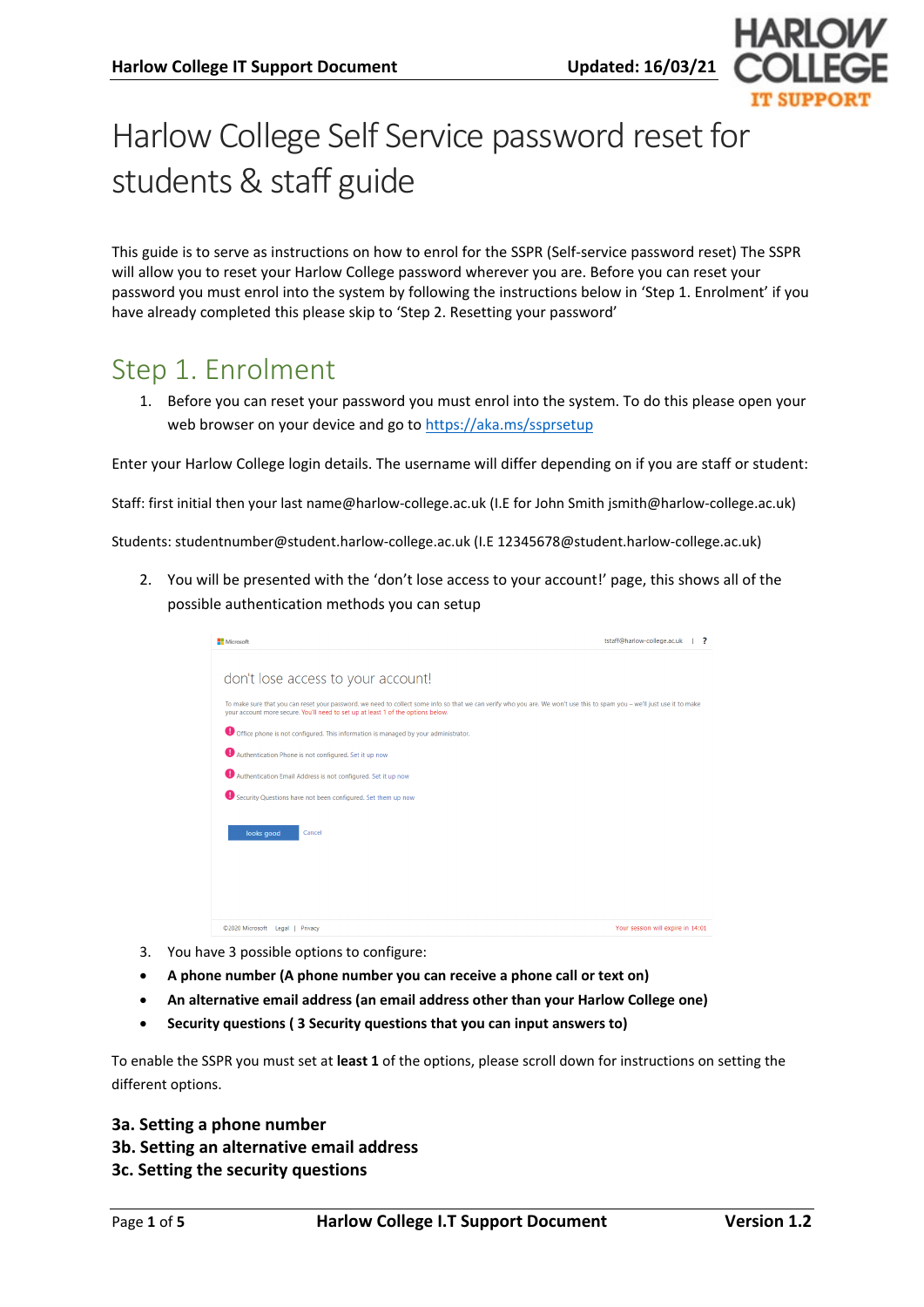# Harlow College Self Service password reset for students & staff guide

This guide is to serve as instructions on how to enrol for the SSPR (Self-service password reset) The SSPR will allow you to reset your Harlow College password wherever you are. Before you can reset your password you must enrol into the system by following the instructions below in 'Step 1. Enrolment' if you have already completed this please skip to 'Step 2. Resetting your password'

## Step 1. Enrolment

1. Before you can reset your password you must enrol into the system. To do this please open your web browser on your device and go to https://aka.ms/ssprsetup

Enter your Harlow College login details. The username will differ depending on if you are staff or student:

Staff: first initial then your last name@harlow-college.ac.uk (I.E for John Smith jsmith@harlow-college.ac.uk)

Students: studentnumber@student.harlow-college.ac.uk (I.E 12345678@student.harlow-college.ac.uk)

2. You will be presented with the 'don't lose access to your account!' page, this shows all of the possible authentication methods you can setup

3. You have 3 possible options to configure:

- **A phone number (A phone number you can receive a phone call or text on)**
- **An alternative email address (an email address other than your Harlow College one)**
- **Security questions ( 3 Security questions that you can input answers to)**

To enable the SSPR you must set at **least 1** of the options, please scroll down for instructions on setting the different options.

**3a. Setting a phone number**
**3b. Setting an alternative email address**
**3c. Setting the security questions**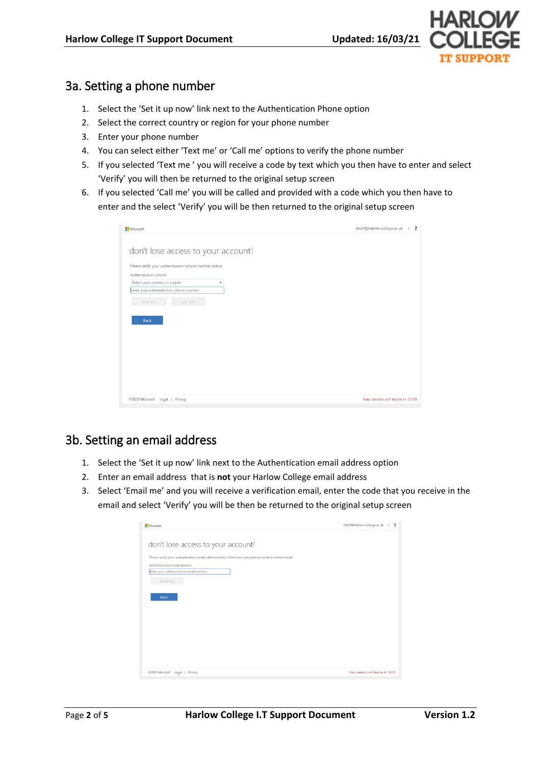## 3a. Setting a phone number

1. Select the 'Set it up now' link next to the Authentication Phone option
2. Select the correct country or region for your phone number
3. Enter your phone number
4. You can select either 'Text me' or 'Call me' options to verify the phone number
5. If you selected 'Text me ' you will receive a code by text which you then have to enter and select 'Verify' you will then be returned to the original setup screen
6. If you selected 'Call me' you will be called and provided with a code which you then have to enter and the select 'Verify' you will be then returned to the original setup screen

## 3b. Setting an email address

1. Select the 'Set it up now' link next to the Authentication email address option
2. Enter an email address that is **not** your Harlow College email address
3. Select 'Email me' and you will receive a verification email, enter the code that you receive in the email and select 'Verify' you will be then be returned to the original setup screen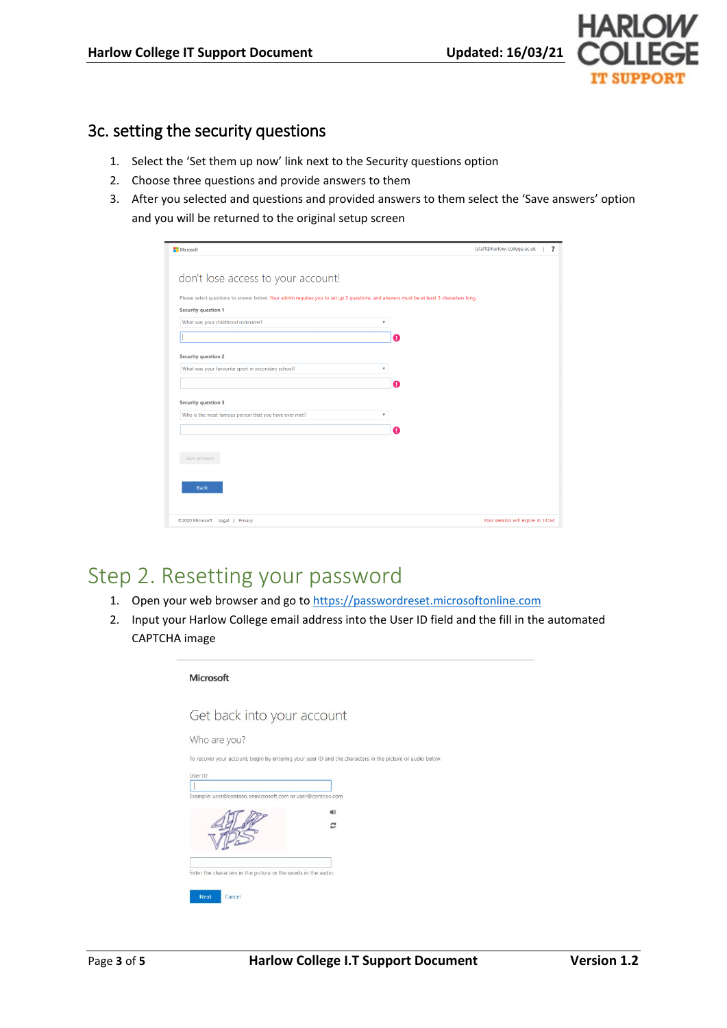## 3c. setting the security questions

1. Select the 'Set them up now' link next to the Security questions option
2. Choose three questions and provide answers to them
3. After you selected and questions and provided answers to them select the 'Save answers' option and you will be returned to the original setup screen

# Step 2. Resetting your password

1. Open your web browser and go to [https://passwordreset.microsoftonline.com](https://passwordreset.microsoftonline.com)
2. Input your Harlow College email address into the User ID field and the fill in the automated CAPTCHA image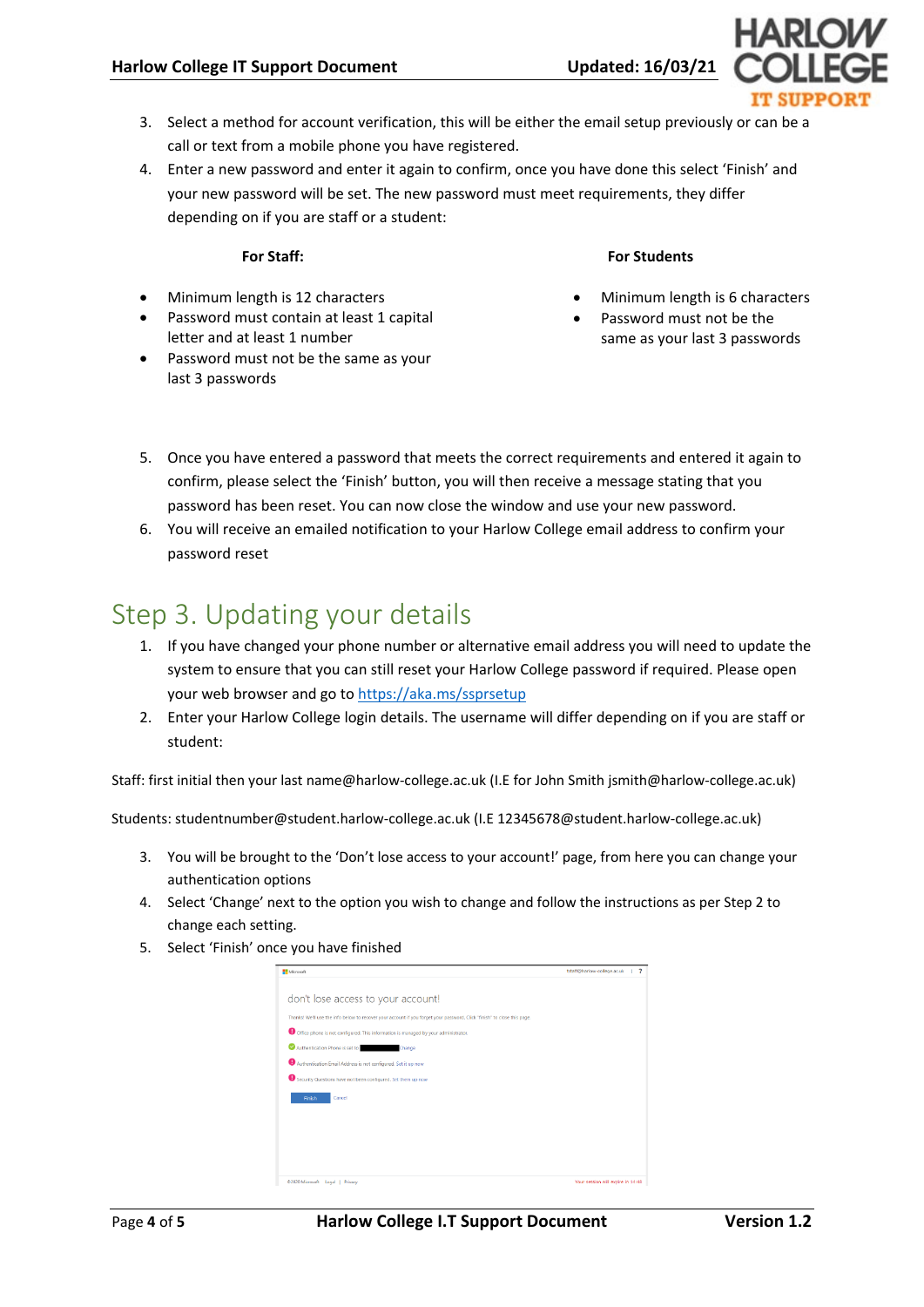3. Select a method for account verification, this will be either the email setup previously or can be a call or text from a mobile phone you have registered.
4. Enter a new password and enter it again to confirm, once you have done this select 'Finish' and your new password will be set. The new password must meet requirements, they differ depending on if you are staff or a student:

**For Staff:**

- Minimum length is 12 characters
- Password must contain at least 1 capital letter and at least 1 number
- Password must not be the same as your last 3 passwords

**For Students**

- Minimum length is 6 characters
- Password must not be the same as your last 3 passwords

5. Once you have entered a password that meets the correct requirements and entered it again to confirm, please select the 'Finish' button, you will then receive a message stating that you password has been reset. You can now close the window and use your new password.
6. You will receive an emailed notification to your Harlow College email address to confirm your password reset

# Step 3. Updating your details

1. If you have changed your phone number or alternative email address you will need to update the system to ensure that you can still reset your Harlow College password if required. Please open your web browser and go to https://aka.ms/ssprsetup
2. Enter your Harlow College login details. The username will differ depending on if you are staff or student:

Staff: first initial then your last name@harlow-college.ac.uk (I.E for John Smith jsmith@harlow-college.ac.uk)

Students: studentnumber@student.harlow-college.ac.uk (I.E 12345678@student.harlow-college.ac.uk)

3. You will be brought to the 'Don't lose access to your account!' page, from here you can change your authentication options
4. Select 'Change' next to the option you wish to change and follow the instructions as per Step 2 to change each setting.
5. Select 'Finish' once you have finished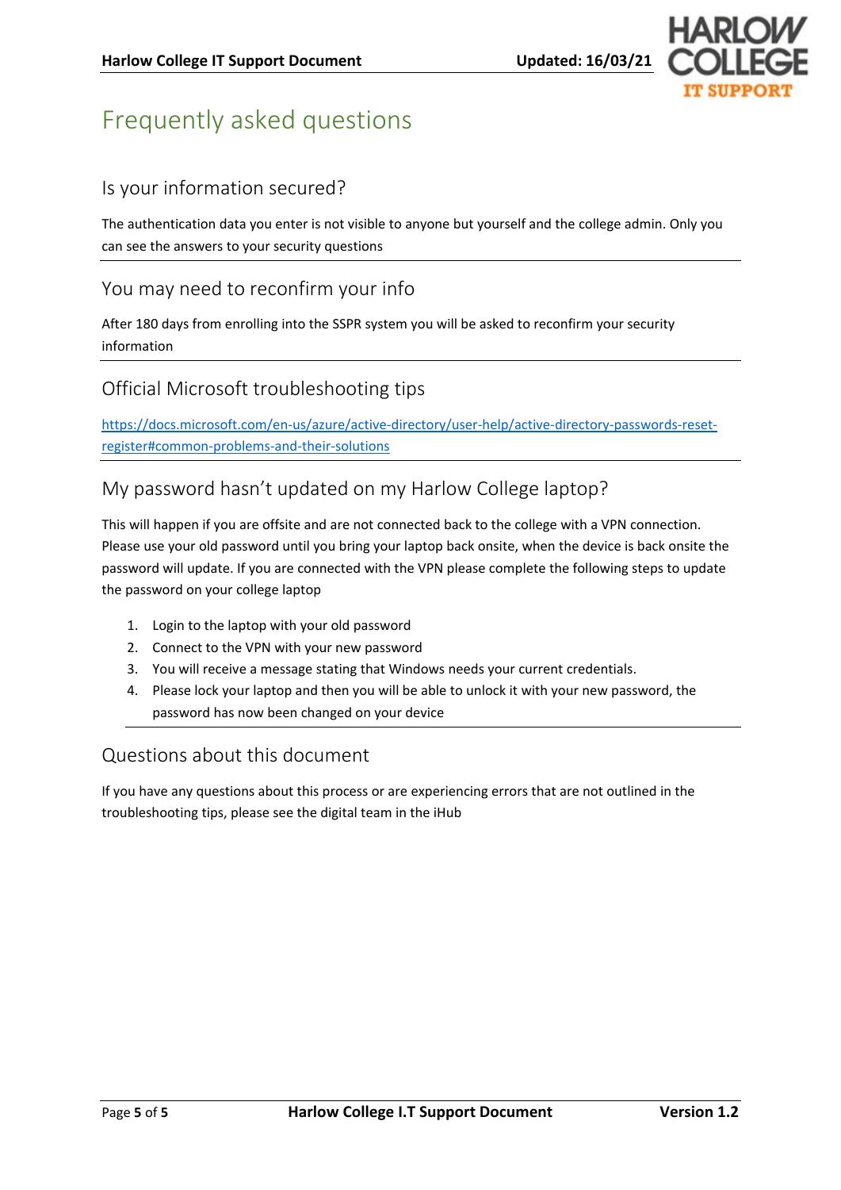# Frequently asked questions

## Is your information secured?

The authentication data you enter is not visible to anyone but yourself and the college admin. Only you can see the answers to your security questions

---

## You may need to reconfirm your info

After 180 days from enrolling into the SSPR system you will be asked to reconfirm your security information

---

## Official Microsoft troubleshooting tips

[https://docs.microsoft.com/en-us/azure/active-directory/user-help/active-directory-passwords-reset-register#common-problems-and-their-solutions](https://docs.microsoft.com/en-us/azure/active-directory/user-help/active-directory-passwords-reset-register#common-problems-and-their-solutions)

---

## My password hasn't updated on my Harlow College laptop?

This will happen if you are offsite and are not connected back to the college with a VPN connection. Please use your old password until you bring your laptop back onsite, when the device is back onsite the password will update. If you are connected with the VPN please complete the following steps to update the password on your college laptop

1. Login to the laptop with your old password
2. Connect to the VPN with your new password
3. You will receive a message stating that Windows needs your current credentials.
4. Please lock your laptop and then you will be able to unlock it with your new password, the password has now been changed on your device

---

## Questions about this document

If you have any questions about this process or are experiencing errors that are not outlined in the troubleshooting tips, please see the digital team in the iHub